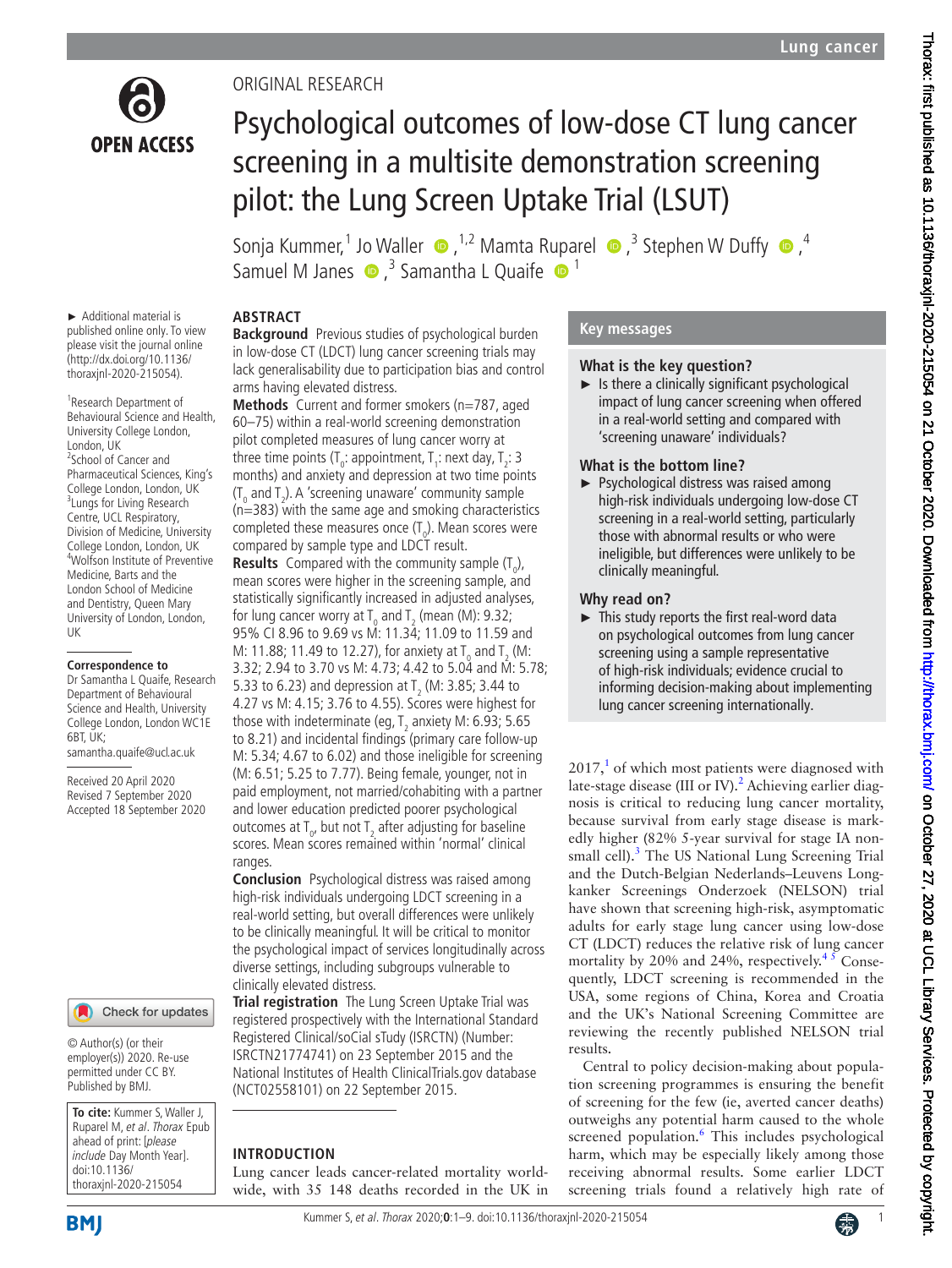ORIGINAL RESEARCH

# Psychological outcomes of low-dose CT lung cancer screening in a multisite demonstration screening pilot: the Lung Screen Uptake Trial (LSUT)

Sonja Kummer,[1] Jo Waller,[1,2] Mamta Ruparel,[3] Stephen W Duffy,[4] Samuel M Janes,[3] Samantha L Quaife[1]

► Additional material is published online only. To view please visit the journal online (http://dx.doi.org/10.1136/thoraxjnl-2020-215054).

[1]Research Department of Behavioural Science and Health, University College London, London, UK
[2]School of Cancer and Pharmaceutical Sciences, King's College London, London, UK
[3]Lungs for Living Research Centre, UCL Respiratory, Division of Medicine, University College London, London, UK
[4]Wolfson Institute of Preventive Medicine, Barts and the London School of Medicine and Dentistry, Queen Mary University of London, London, UK

**Correspondence to**
Dr Samantha L Quaife, Research Department of Behavioural Science and Health, University College London, London WC1E 6BT, UK; samantha.quaife@ucl.ac.uk

Received 20 April 2020
Revised 7 September 2020
Accepted 18 September 2020

© Author(s) (or their employer(s)) 2020. Re-use permitted under CC BY. Published by BMJ.

**To cite:** Kummer S, Waller J, Ruparel M, et al. Thorax Epub ahead of print: [please include Day Month Year]. doi:10.1136/thoraxjnl-2020-215054

## ABSTRACT

**Background** Previous studies of psychological burden in low-dose CT (LDCT) lung cancer screening trials may lack generalisability due to participation bias and control arms having elevated distress.

**Methods** Current and former smokers (n=787, aged 60–75) within a real-world screening demonstration pilot completed measures of lung cancer worry at three time points ($T_0$: appointment, $T_1$: next day, $T_2$: 3 months) and anxiety and depression at two time points ($T_0$ and $T_2$). A 'screening unaware' community sample (n=383) with the same age and smoking characteristics completed these measures once ($T_0$). Mean scores were compared by sample type and LDCT result.

**Results** Compared with the community sample ($T_0$), mean scores were higher in the screening sample, and statistically significantly increased in adjusted analyses, for lung cancer worry at $T_0$ and $T_2$ (mean (M): 9.32; 95% CI 8.96 to 9.69 vs M: 11.34; 11.09 to 11.59 and M: 11.88; 11.49 to 12.27), for anxiety at $T_0$ and $T_2$ (M: 3.32; 2.94 to 3.70 vs M: 4.73; 4.42 to 5.04 and M: 5.78; 5.33 to 6.23) and depression at $T_2$ (M: 3.85; 3.44 to 4.27 vs M: 4.15; 3.76 to 4.55). Scores were highest for those with indeterminate (eg, $T_2$ anxiety M: 6.93; 5.65 to 8.21) and incidental findings (primary care follow-up M: 5.34; 4.67 to 6.02) and those ineligible for screening (M: 6.51; 5.25 to 7.77). Being female, younger, not in paid employment, not married/cohabiting with a partner and lower education predicted poorer psychological outcomes at $T_0$, but not $T_2$ after adjusting for baseline scores. Mean scores remained within 'normal' clinical ranges.

**Conclusion** Psychological distress was raised among high-risk individuals undergoing LDCT screening in a real-world setting, but overall differences were unlikely to be clinically meaningful. It will be critical to monitor the psychological impact of services longitudinally across diverse settings, including subgroups vulnerable to clinically elevated distress.

**Trial registration** The Lung Screen Uptake Trial was registered prospectively with the International Standard Registered Clinical/soCial sTudy (ISRCTN) (Number: ISRCTN21774741) on 23 September 2015 and the National Institutes of Health ClinicalTrials.gov database (NCT02558101) on 22 September 2015.

## Key messages

### What is the key question?

► Is there a clinically significant psychological impact of lung cancer screening when offered in a real-world setting and compared with 'screening unaware' individuals?

### What is the bottom line?

► Psychological distress was raised among high-risk individuals undergoing low-dose CT screening in a real-world setting, particularly those with abnormal results or who were ineligible, but differences were unlikely to be clinically meaningful.

### Why read on?

► This study reports the first real-word data on psychological outcomes from lung cancer screening using a sample representative of high-risk individuals; evidence crucial to informing decision-making about implementing lung cancer screening internationally.

## INTRODUCTION

Lung cancer leads cancer-related mortality worldwide, with 35 148 deaths recorded in the UK in 2017,[1] of which most patients were diagnosed with late-stage disease (III or IV).[2] Achieving earlier diagnosis is critical to reducing lung cancer mortality, because survival from early stage disease is markedly higher (82% 5-year survival for stage IA non-small cell).[3] The US National Lung Screening Trial and the Dutch-Belgian Nederlands–Leuvens Longkanker Screenings Onderzoek (NELSON) trial have shown that screening high-risk, asymptomatic adults for early stage lung cancer using low-dose CT (LDCT) reduces the relative risk of lung cancer mortality by 20% and 24%, respectively.[4 5] Consequently, LDCT screening is recommended in the USA, some regions of China, Korea and Croatia and the UK's National Screening Committee are reviewing the recently published NELSON trial results.

Central to policy decision-making about population screening programmes is ensuring the benefit of screening for the few (ie, averted cancer deaths) outweighs any potential harm caused to the whole screened population.[6] This includes psychological harm, which may be especially likely among those receiving abnormal results. Some earlier LDCT screening trials found a relatively high rate of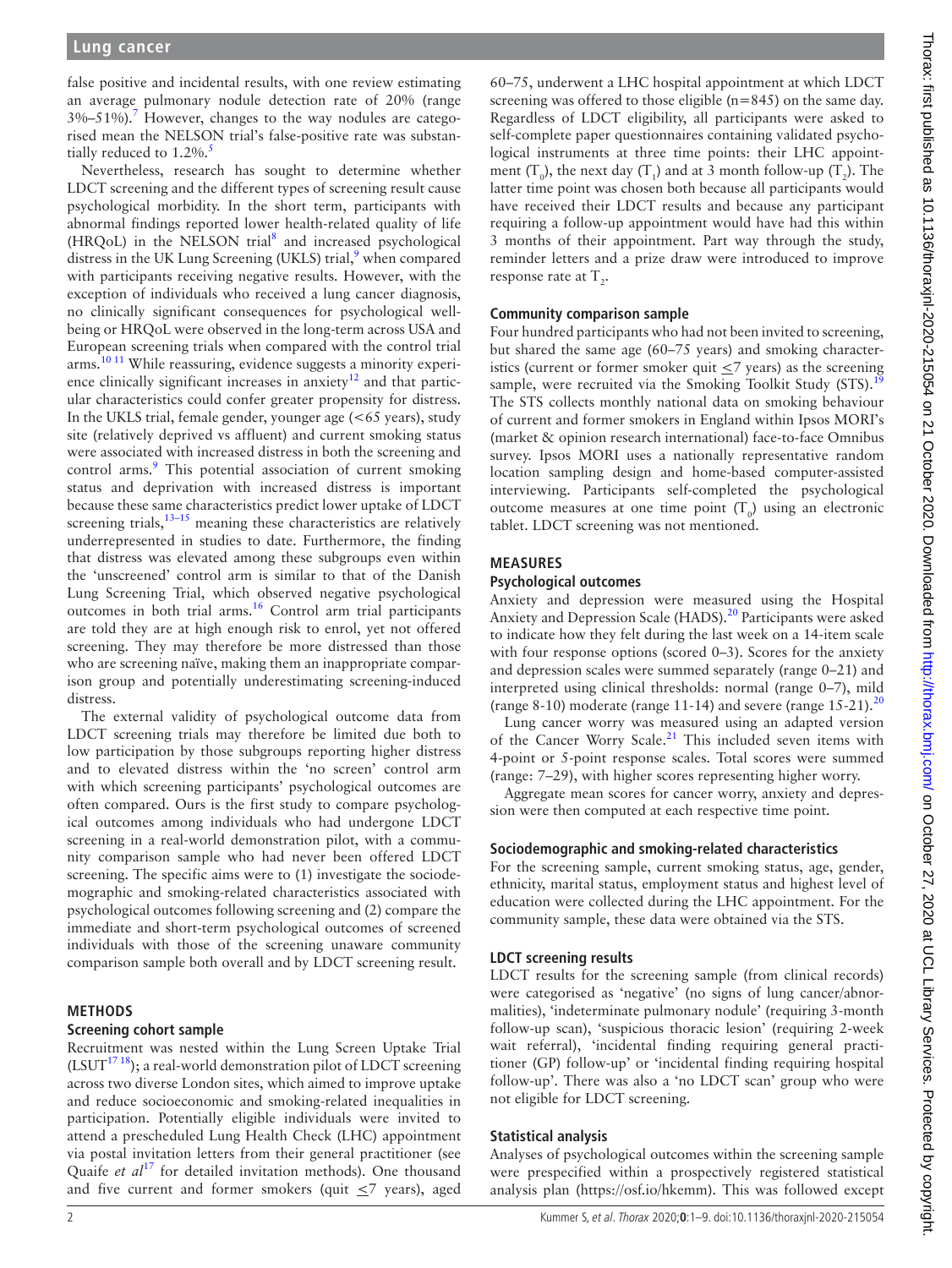false positive and incidental results, with one review estimating an average pulmonary nodule detection rate of 20% (range 3%–51%).[7] However, changes to the way nodules are categorised mean the NELSON trial's false-positive rate was substantially reduced to 1.2%.[5]

Nevertheless, research has sought to determine whether LDCT screening and the different types of screening result cause psychological morbidity. In the short term, participants with abnormal findings reported lower health-related quality of life (HRQoL) in the NELSON trial[8] and increased psychological distress in the UK Lung Screening (UKLS) trial,[9] when compared with participants receiving negative results. However, with the exception of individuals who received a lung cancer diagnosis, no clinically significant consequences for psychological wellbeing or HRQoL were observed in the long-term across USA and European screening trials when compared with the control trial arms.[10,11] While reassuring, evidence suggests a minority experience clinically significant increases in anxiety[12] and that particular characteristics could confer greater propensity for distress. In the UKLS trial, female gender, younger age (<65 years), study site (relatively deprived vs affluent) and current smoking status were associated with increased distress in both the screening and control arms.[9] This potential association of current smoking status and deprivation with increased distress is important because these same characteristics predict lower uptake of LDCT screening trials,[13–15] meaning these characteristics are relatively underrepresented in studies to date. Furthermore, the finding that distress was elevated among these subgroups even within the 'unscreened' control arm is similar to that of the Danish Lung Screening Trial, which observed negative psychological outcomes in both trial arms.[16] Control arm trial participants are told they are at high enough risk to enrol, yet not offered screening. They may therefore be more distressed than those who are screening naïve, making them an inappropriate comparison group and potentially underestimating screening-induced distress.

The external validity of psychological outcome data from LDCT screening trials may therefore be limited due both to low participation by those subgroups reporting higher distress and to elevated distress within the 'no screen' control arm with which screening participants' psychological outcomes are often compared. Ours is the first study to compare psychological outcomes among individuals who had undergone LDCT screening in a real-world demonstration pilot, with a community comparison sample who had never been offered LDCT screening. The specific aims were to (1) investigate the sociodemographic and smoking-related characteristics associated with psychological outcomes following screening and (2) compare the immediate and short-term psychological outcomes of screened individuals with those of the screening unaware community comparison sample both overall and by LDCT screening result.

## METHODS

### Screening cohort sample

Recruitment was nested within the Lung Screen Uptake Trial (LSUT[17,18]); a real-world demonstration pilot of LDCT screening across two diverse London sites, which aimed to improve uptake and reduce socioeconomic and smoking-related inequalities in participation. Potentially eligible individuals were invited to attend a prescheduled Lung Health Check (LHC) appointment via postal invitation letters from their general practitioner (see Quaife *et al*[17] for detailed invitation methods). One thousand and five current and former smokers (quit ≤7 years), aged 60–75, underwent a LHC hospital appointment at which LDCT screening was offered to those eligible (n=845) on the same day. Regardless of LDCT eligibility, all participants were asked to self-complete paper questionnaires containing validated psychological instruments at three time points: their LHC appointment ($T_0$), the next day ($T_1$) and at 3 month follow-up ($T_2$). The latter time point was chosen both because all participants would have received their LDCT results and because any participant requiring a follow-up appointment would have had this within 3 months of their appointment. Part way through the study, reminder letters and a prize draw were introduced to improve response rate at $T_2$.

### Community comparison sample

Four hundred participants who had not been invited to screening, but shared the same age (60–75 years) and smoking characteristics (current or former smoker quit ≤7 years) as the screening sample, were recruited via the Smoking Toolkit Study (STS).[19] The STS collects monthly national data on smoking behaviour of current and former smokers in England within Ipsos MORI's (market & opinion research international) face-to-face Omnibus survey. Ipsos MORI uses a nationally representative random location sampling design and home-based computer-assisted interviewing. Participants self-completed the psychological outcome measures at one time point ($T_0$) using an electronic tablet. LDCT screening was not mentioned.

## MEASURES

### Psychological outcomes

Anxiety and depression were measured using the Hospital Anxiety and Depression Scale (HADS).[20] Participants were asked to indicate how they felt during the last week on a 14-item scale with four response options (scored 0–3). Scores for the anxiety and depression scales were summed separately (range 0–21) and interpreted using clinical thresholds: normal (range 0–7), mild (range 8-10) moderate (range 11-14) and severe (range 15-21).[20]

Lung cancer worry was measured using an adapted version of the Cancer Worry Scale.[21] This included seven items with 4-point or 5-point response scales. Total scores were summed (range: 7–29), with higher scores representing higher worry.

Aggregate mean scores for cancer worry, anxiety and depression were then computed at each respective time point.

### Sociodemographic and smoking-related characteristics

For the screening sample, current smoking status, age, gender, ethnicity, marital status, employment status and highest level of education were collected during the LHC appointment. For the community sample, these data were obtained via the STS.

### LDCT screening results

LDCT results for the screening sample (from clinical records) were categorised as 'negative' (no signs of lung cancer/abnormalities), 'indeterminate pulmonary nodule' (requiring 3-month follow-up scan), 'suspicious thoracic lesion' (requiring 2-week wait referral), 'incidental finding requiring general practitioner (GP) follow-up' or 'incidental finding requiring hospital follow-up'. There was also a 'no LDCT scan' group who were not eligible for LDCT screening.

### Statistical analysis

Analyses of psychological outcomes within the screening sample were prespecified within a prospectively registered statistical analysis plan (https://osf.io/hkemm). This was followed except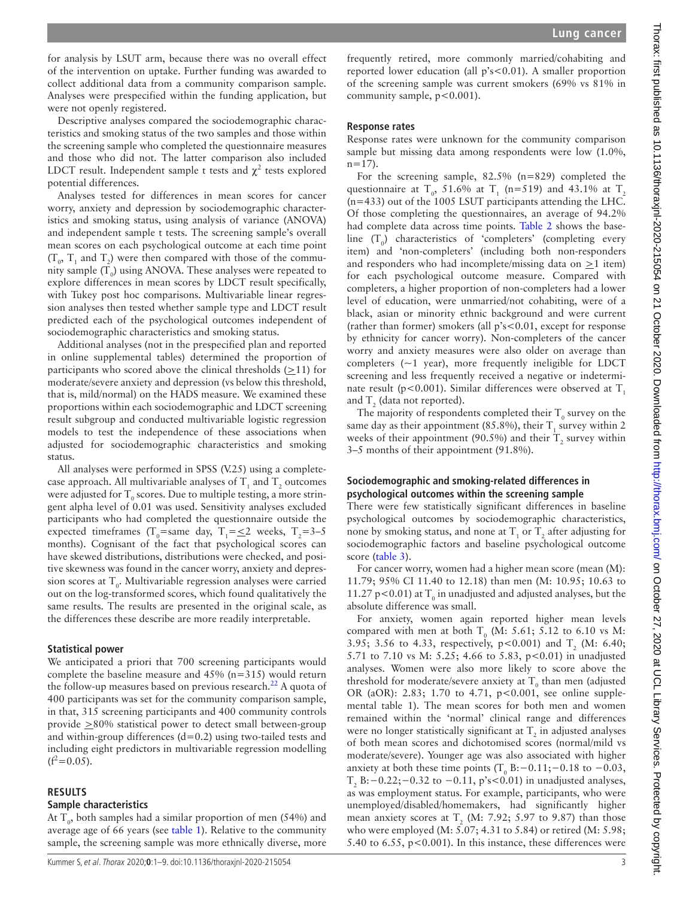for analysis by LSUT arm, because there was no overall effect of the intervention on uptake. Further funding was awarded to collect additional data from a community comparison sample. Analyses were prespecified within the funding application, but were not openly registered.

Descriptive analyses compared the sociodemographic characteristics and smoking status of the two samples and those within the screening sample who completed the questionnaire measures and those who did not. The latter comparison also included LDCT result. Independent sample t tests and $\chi^2$ tests explored potential differences.

Analyses tested for differences in mean scores for cancer worry, anxiety and depression by sociodemographic characteristics and smoking status, using analysis of variance (ANOVA) and independent sample t tests. The screening sample's overall mean scores on each psychological outcome at each time point ($T_0$, $T_1$ and $T_2$) were then compared with those of the community sample ($T_0$) using ANOVA. These analyses were repeated to explore differences in mean scores by LDCT result specifically, with Tukey post hoc comparisons. Multivariable linear regression analyses then tested whether sample type and LDCT result predicted each of the psychological outcomes independent of sociodemographic characteristics and smoking status.

Additional analyses (not in the prespecified plan and reported in online supplemental tables) determined the proportion of participants who scored above the clinical thresholds (≥11) for moderate/severe anxiety and depression (vs below this threshold, that is, mild/normal) on the HADS measure. We examined these proportions within each sociodemographic and LDCT screening result subgroup and conducted multivariable logistic regression models to test the independence of these associations when adjusted for sociodemographic characteristics and smoking status.

All analyses were performed in SPSS (V.25) using a complete-case approach. All multivariable analyses of $T_1$ and $T_2$ outcomes were adjusted for $T_0$ scores. Due to multiple testing, a more stringent alpha level of 0.01 was used. Sensitivity analyses excluded participants who had completed the questionnaire outside the expected timeframes ($T_0$=same day, $T_1$=≤2 weeks, $T_2$=3–5 months). Cognisant of the fact that psychological scores can have skewed distributions, distributions were checked, and positive skewness was found in the cancer worry, anxiety and depression scores at $T_0$. Multivariable regression analyses were carried out on the log-transformed scores, which found qualitatively the same results. The results are presented in the original scale, as the differences these describe are more readily interpretable.

### Statistical power

We anticipated a priori that 700 screening participants would complete the baseline measure and 45% (n=315) would return the follow-up measures based on previous research.[22] A quota of 400 participants was set for the community comparison sample, in that, 315 screening participants and 400 community controls provide ≥80% statistical power to detect small between-group and within-group differences (d=0.2) using two-tailed tests and including eight predictors in multivariable regression modelling ($f^2$=0.05).

## RESULTS

### Sample characteristics

At $T_0$, both samples had a similar proportion of men (54%) and average age of 66 years (see table 1). Relative to the community sample, the screening sample was more ethnically diverse, more frequently retired, more commonly married/cohabiting and reported lower education (all p's<0.01). A smaller proportion of the screening sample was current smokers (69% vs 81% in community sample, p<0.001).

### Response rates

Response rates were unknown for the community comparison sample but missing data among respondents were low (1.0%, n=17).

For the screening sample, 82.5% (n=829) completed the questionnaire at $T_0$, 51.6% at $T_1$ (n=519) and 43.1% at $T_2$ (n=433) out of the 1005 LSUT participants attending the LHC. Of those completing the questionnaires, an average of 94.2% had complete data across time points. Table 2 shows the baseline ($T_0$) characteristics of 'completers' (completing every item) and 'non-completers' (including both non-responders and responders who had incomplete/missing data on ≥1 item) for each psychological outcome measure. Compared with completers, a higher proportion of non-completers had a lower level of education, were unmarried/not cohabiting, were of a black, asian or minority ethnic background and were current (rather than former) smokers (all p's<0.01, except for response by ethnicity for cancer worry). Non-completers of the cancer worry and anxiety measures were also older on average than completers (~1 year), more frequently ineligible for LDCT screening and less frequently received a negative or indeterminate result (p<0.001). Similar differences were observed at $T_1$ and $T_2$ (data not reported).

The majority of respondents completed their $T_0$ survey on the same day as their appointment (85.8%), their $T_1$ survey within 2 weeks of their appointment (90.5%) and their $T_2$ survey within 3–5 months of their appointment (91.8%).

### Sociodemographic and smoking-related differences in psychological outcomes within the screening sample

There were few statistically significant differences in baseline psychological outcomes by sociodemographic characteristics, none by smoking status, and none at $T_1$ or $T_2$ after adjusting for sociodemographic factors and baseline psychological outcome score (table 3).

For cancer worry, women had a higher mean score (mean (M): 11.79; 95% CI 11.40 to 12.18) than men (M: 10.95; 10.63 to 11.27 p<0.01) at $T_0$ in unadjusted and adjusted analyses, but the absolute difference was small.

For anxiety, women again reported higher mean levels compared with men at both $T_0$ (M: 5.61; 5.12 to 6.10 vs M: 3.95; 3.56 to 4.33, respectively, p<0.001) and $T_2$ (M: 6.40; 5.71 to 7.10 vs M: 5.25; 4.66 to 5.83, p<0.01) in unadjusted analyses. Women were also more likely to score above the threshold for moderate/severe anxiety at $T_0$ than men (adjusted OR (aOR): 2.83; 1.70 to 4.71, p<0.001, see online supplemental table 1). The mean scores for both men and women remained within the 'normal' clinical range and differences were no longer statistically significant at $T_2$ in adjusted analyses of both mean scores and dichotomised scores (normal/mild vs moderate/severe). Younger age was also associated with higher anxiety at both these time points ($T_0$ B:−0.11;−0.18 to −0.03, $T_2$ B:−0.22;−0.32 to −0.11, p's<0.01) in unadjusted analyses, as was employment status. For example, participants, who were unemployed/disabled/homemakers, had significantly higher mean anxiety scores at $T_2$ (M: 7.92; 5.97 to 9.87) than those who were employed (M: 5.07; 4.31 to 5.84) or retired (M: 5.98; 5.40 to 6.55, p<0.001). In this instance, these differences were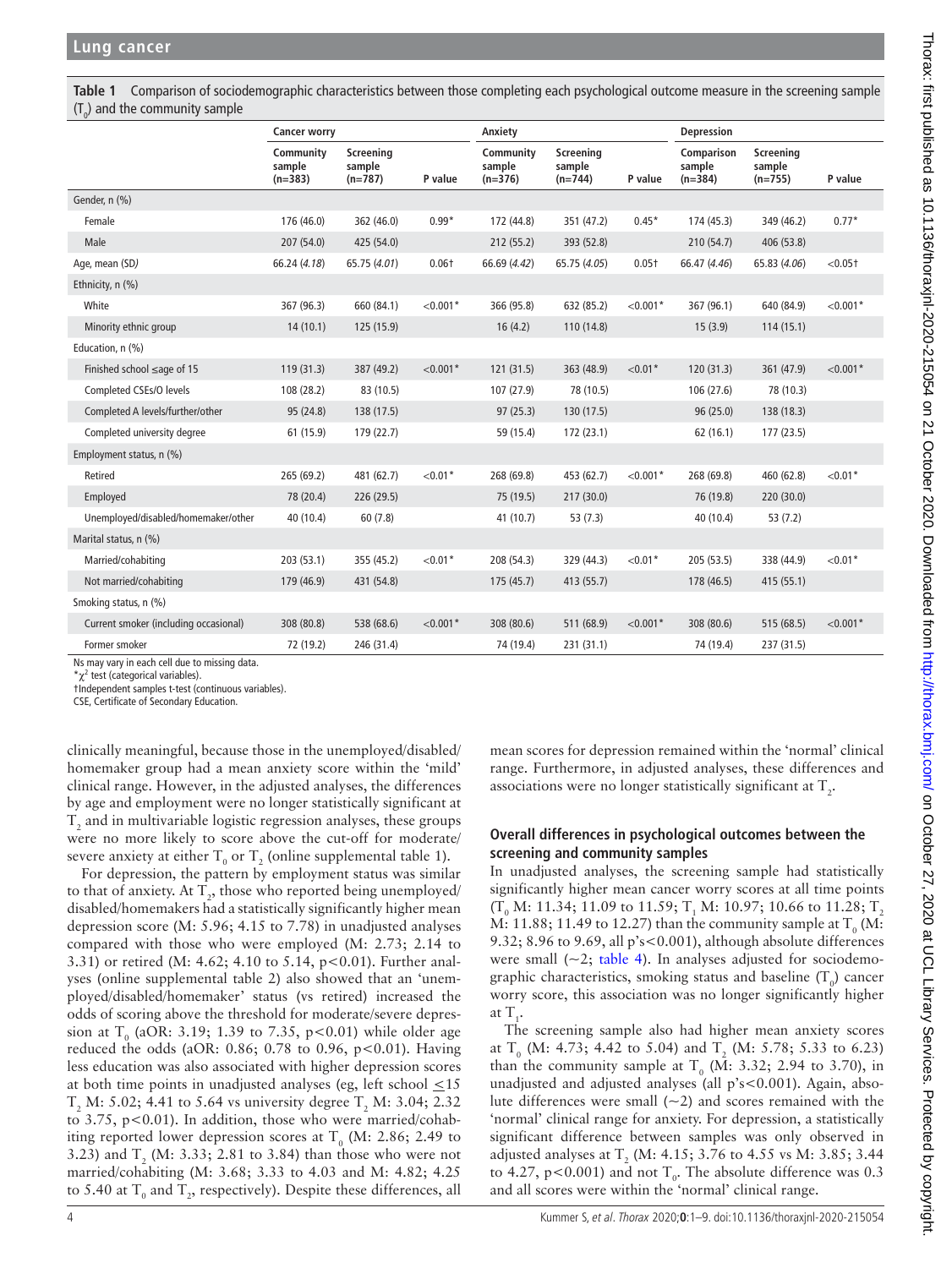**Table 1** Comparison of sociodemographic characteristics between those completing each psychological outcome measure in the screening sample ($T_0$) and the community sample

| | Cancer worry | | | Anxiety | | | Depression | | |
|---|---|---|---|---|---|---|---|---|---|
| | Community sample (n=383) | Screening sample (n=787) | P value | Community sample (n=376) | Screening sample (n=744) | P value | Comparison sample (n=384) | Screening sample (n=755) | P value |
| Gender, n (%) | | | | | | | | | |
| Female | 176 (46.0) | 362 (46.0) | 0.99* | 172 (44.8) | 351 (47.2) | 0.45* | 174 (45.3) | 349 (46.2) | 0.77* |
| Male | 207 (54.0) | 425 (54.0) | | 212 (55.2) | 393 (52.8) | | 210 (54.7) | 406 (53.8) | |
| Age, mean (SD) | 66.24 (*4.18*) | 65.75 (*4.01*) | 0.06† | 66.69 (*4.42*) | 65.75 (*4.05*) | 0.05† | 66.47 (*4.46*) | 65.83 (*4.06*) | <0.05† |
| Ethnicity, n (%) | | | | | | | | | |
| White | 367 (96.3) | 660 (84.1) | <0.001* | 366 (95.8) | 632 (85.2) | <0.001* | 367 (96.1) | 640 (84.9) | <0.001* |
| Minority ethnic group | 14 (10.1) | 125 (15.9) | | 16 (4.2) | 110 (14.8) | | 15 (3.9) | 114 (15.1) | |
| Education, n (%) | | | | | | | | | |
| Finished school ≤age of 15 | 119 (31.3) | 387 (49.2) | <0.001* | 121 (31.5) | 363 (48.9) | <0.01* | 120 (31.3) | 361 (47.9) | <0.001* |
| Completed CSEs/O levels | 108 (28.2) | 83 (10.5) | | 107 (27.9) | 78 (10.5) | | 106 (27.6) | 78 (10.3) | |
| Completed A levels/further/other | 95 (24.8) | 138 (17.5) | | 97 (25.3) | 130 (17.5) | | 96 (25.0) | 138 (18.3) | |
| Completed university degree | 61 (15.9) | 179 (22.7) | | 59 (15.4) | 172 (23.1) | | 62 (16.1) | 177 (23.5) | |
| Employment status, n (%) | | | | | | | | | |
| Retired | 265 (69.2) | 481 (62.7) | <0.01* | 268 (69.8) | 453 (62.7) | <0.001* | 268 (69.8) | 460 (62.8) | <0.01* |
| Employed | 78 (20.4) | 226 (29.5) | | 75 (19.5) | 217 (30.0) | | 76 (19.8) | 220 (30.0) | |
| Unemployed/disabled/homemaker/other | 40 (10.4) | 60 (7.8) | | 41 (10.7) | 53 (7.3) | | 40 (10.4) | 53 (7.2) | |
| Marital status, n (%) | | | | | | | | | |
| Married/cohabiting | 203 (53.1) | 355 (45.2) | <0.01* | 208 (54.3) | 329 (44.3) | <0.01* | 205 (53.5) | 338 (44.9) | <0.01* |
| Not married/cohabiting | 179 (46.9) | 431 (54.8) | | 175 (45.7) | 413 (55.7) | | 178 (46.5) | 415 (55.1) | |
| Smoking status, n (%) | | | | | | | | | |
| Current smoker (including occasional) | 308 (80.8) | 538 (68.6) | <0.001* | 308 (80.6) | 511 (68.9) | <0.001* | 308 (80.6) | 515 (68.5) | <0.001* |
| Former smoker | 72 (19.2) | 246 (31.4) | | 74 (19.4) | 231 (31.1) | | 74 (19.4) | 237 (31.5) | |

Ns may vary in each cell due to missing data.
*$\chi^2$ test (categorical variables).
†Independent samples t-test (continuous variables).
CSE, Certificate of Secondary Education.

clinically meaningful, because those in the unemployed/disabled/homemaker group had a mean anxiety score within the 'mild' clinical range. However, in the adjusted analyses, the differences by age and employment were no longer statistically significant at $T_2$ and in multivariable logistic regression analyses, these groups were no more likely to score above the cut-off for moderate/severe anxiety at either $T_0$ or $T_2$ (online supplemental table 1).

For depression, the pattern by employment status was similar to that of anxiety. At $T_2$, those who reported being unemployed/disabled/homemakers had a statistically significantly higher mean depression score (M: 5.96; 4.15 to 7.78) in unadjusted analyses compared with those who were employed (M: 2.73; 2.14 to 3.31) or retired (M: 4.62; 4.10 to 5.14, p<0.01). Further analyses (online supplemental table 2) also showed that an 'unemployed/disabled/homemaker' status (vs retired) increased the odds of scoring above the threshold for moderate/severe depression at $T_0$ (aOR: 3.19; 1.39 to 7.35, p<0.01) while older age reduced the odds (aOR: 0.86; 0.78 to 0.96, p<0.01). Having less education was also associated with higher depression scores at both time points in unadjusted analyses (eg, left school ≤15 $T_2$ M: 5.02; 4.41 to 5.64 vs university degree $T_2$ M: 3.04; 2.32 to 3.75, p<0.01). In addition, those who were married/cohabiting reported lower depression scores at $T_0$ (M: 2.86; 2.49 to 3.23) and $T_2$ (M: 3.33; 2.81 to 3.84) than those who were not married/cohabiting (M: 3.68; 3.33 to 4.03 and M: 4.82; 4.25 to 5.40 at $T_0$ and $T_2$, respectively). Despite these differences, all mean scores for depression remained within the 'normal' clinical range. Furthermore, in adjusted analyses, these differences and associations were no longer statistically significant at $T_2$.

### Overall differences in psychological outcomes between the screening and community samples

In unadjusted analyses, the screening sample had statistically significantly higher mean cancer worry scores at all time points ($T_0$ M: 11.34; 11.09 to 11.59; $T_1$ M: 10.97; 10.66 to 11.28; $T_2$ M: 11.88; 11.49 to 12.27) than the community sample at $T_0$ (M: 9.32; 8.96 to 9.69, all p's<0.001), although absolute differences were small (~2; table 4). In analyses adjusted for sociodemographic characteristics, smoking status and baseline ($T_0$) cancer worry score, this association was no longer significantly higher at $T_1$.

The screening sample also had higher mean anxiety scores at $T_0$ (M: 4.73; 4.42 to 5.04) and $T_2$ (M: 5.78; 5.33 to 6.23) than the community sample at $T_0$ (M: 3.32; 2.94 to 3.70), in unadjusted and adjusted analyses (all p's<0.001). Again, absolute differences were small (~2) and scores remained with the 'normal' clinical range for anxiety. For depression, a statistically significant difference between samples was only observed in adjusted analyses at $T_2$ (M: 4.15; 3.76 to 4.55 vs M: 3.85; 3.44 to 4.27, p<0.001) and not $T_0$. The absolute difference was 0.3 and all scores were within the 'normal' clinical range.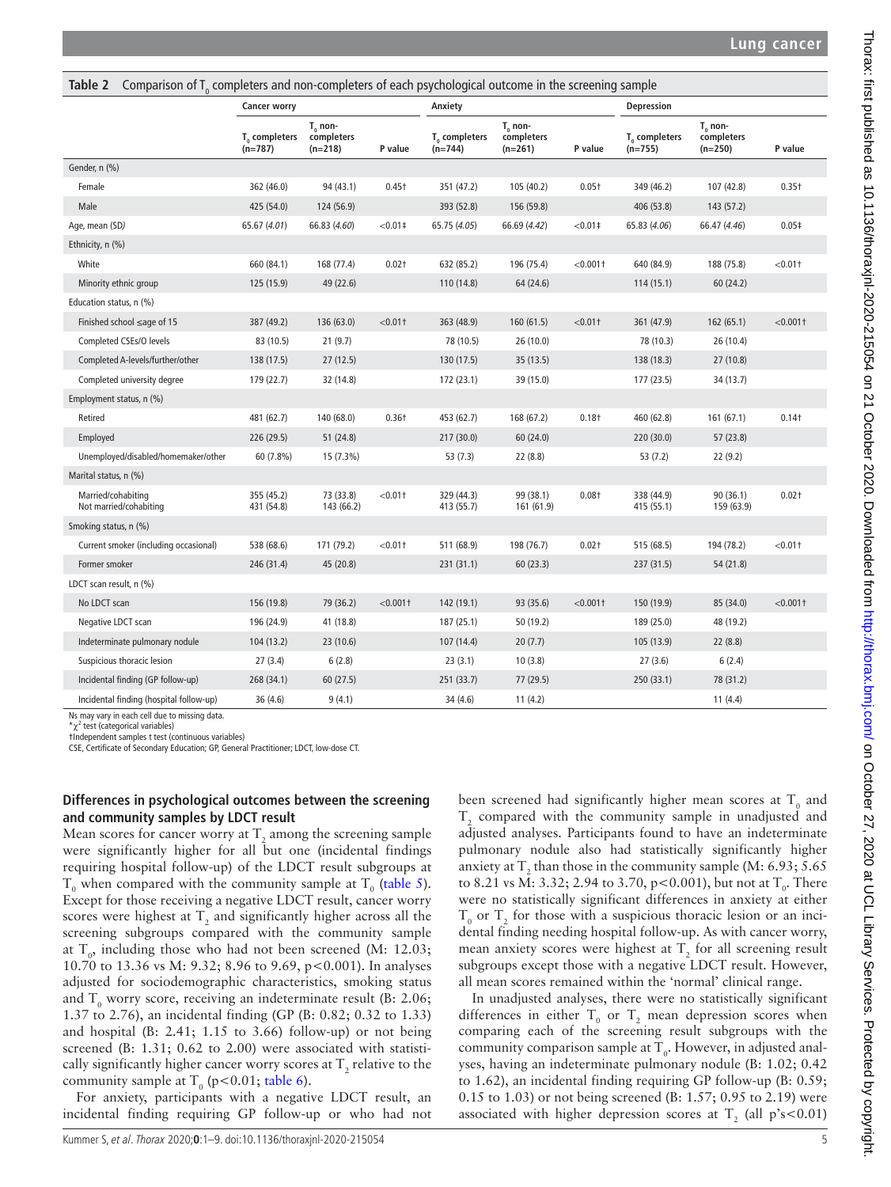**Table 2** Comparison of $T_0$ completers and non-completers of each psychological outcome in the screening sample

| | Cancer worry | | | Anxiety | | | Depression | | |
|---|---|---|---|---|---|---|---|---|---|
| | $T_0$ completers (n=787) | $T_0$ non-completers (n=218) | P value | $T_0$ completers (n=744) | $T_0$ non-completers (n=261) | P value | $T_0$ completers (n=755) | $T_0$ non-completers (n=250) | P value |
| Gender, n (%) | | | | | | | | | |
| Female | 362 (46.0) | 94 (43.1) | 0.45† | 351 (47.2) | 105 (40.2) | 0.05† | 349 (46.2) | 107 (42.8) | 0.35† |
| Male | 425 (54.0) | 124 (56.9) | | 393 (52.8) | 156 (59.8) | | 406 (53.8) | 143 (57.2) | |
| Age, mean (SD) | 65.67 (*4.01*) | 66.83 (*4.60*) | <0.01‡ | 65.75 (*4.05*) | 66.69 (*4.42*) | <0.01‡ | 65.83 (*4.06*) | 66.47 (*4.46*) | 0.05‡ |
| Ethnicity, n (%) | | | | | | | | | |
| White | 660 (84.1) | 168 (77.4) | 0.02† | 632 (85.2) | 196 (75.4) | <0.001† | 640 (84.9) | 188 (75.8) | <0.01† |
| Minority ethnic group | 125 (15.9) | 49 (22.6) | | 110 (14.8) | 64 (24.6) | | 114 (15.1) | 60 (24.2) | |
| Education status, n (%) | | | | | | | | | |
| Finished school ≤age of 15 | 387 (49.2) | 136 (63.0) | <0.01† | 363 (48.9) | 160 (61.5) | <0.01† | 361 (47.9) | 162 (65.1) | <0.001† |
| Completed CSEs/O levels | 83 (10.5) | 21 (9.7) | | 78 (10.5) | 26 (10.0) | | 78 (10.3) | 26 (10.4) | |
| Completed A-levels/further/other | 138 (17.5) | 27 (12.5) | | 130 (17.5) | 35 (13.5) | | 138 (18.3) | 27 (10.8) | |
| Completed university degree | 179 (22.7) | 32 (14.8) | | 172 (23.1) | 39 (15.0) | | 177 (23.5) | 34 (13.7) | |
| Employment status, n (%) | | | | | | | | | |
| Retired | 481 (62.7) | 140 (68.0) | 0.36† | 453 (62.7) | 168 (67.2) | 0.18† | 460 (62.8) | 161 (67.1) | 0.14† |
| Employed | 226 (29.5) | 51 (24.8) | | 217 (30.0) | 60 (24.0) | | 220 (30.0) | 57 (23.8) | |
| Unemployed/disabled/homemaker/other | 60 (7.8%) | 15 (7.3%) | | 53 (7.3) | 22 (8.8) | | 53 (7.2) | 22 (9.2) | |
| Marital status, n (%) | | | | | | | | | |
| Married/cohabiting | 355 (45.2) | 73 (33.8) | <0.01† | 329 (44.3) | 99 (38.1) | 0.08† | 338 (44.9) | 90 (36.1) | 0.02† |
| Not married/cohabiting | 431 (54.8) | 143 (66.2) | | 413 (55.7) | 161 (61.9) | | 415 (55.1) | 159 (63.9) | |
| Smoking status, n (%) | | | | | | | | | |
| Current smoker (including occasional) | 538 (68.6) | 171 (79.2) | <0.01† | 511 (68.9) | 198 (76.7) | 0.02† | 515 (68.5) | 194 (78.2) | <0.01† |
| Former smoker | 246 (31.4) | 45 (20.8) | | 231 (31.1) | 60 (23.3) | | 237 (31.5) | 54 (21.8) | |
| LDCT scan result, n (%) | | | | | | | | | |
| No LDCT scan | 156 (19.8) | 79 (36.2) | <0.001† | 142 (19.1) | 93 (35.6) | <0.001† | 150 (19.9) | 85 (34.0) | <0.001† |
| Negative LDCT scan | 196 (24.9) | 41 (18.8) | | 187 (25.1) | 50 (19.2) | | 189 (25.0) | 48 (19.2) | |
| Indeterminate pulmonary nodule | 104 (13.2) | 23 (10.6) | | 107 (14.4) | 20 (7.7) | | 105 (13.9) | 22 (8.8) | |
| Suspicious thoracic lesion | 27 (3.4) | 6 (2.8) | | 23 (3.1) | 10 (3.8) | | 27 (3.6) | 6 (2.4) | |
| Incidental finding (GP follow-up) | 268 (34.1) | 60 (27.5) | | 251 (33.7) | 77 (29.5) | | 250 (33.1) | 78 (31.2) | |
| Incidental finding (hospital follow-up) | 36 (4.6) | 9 (4.1) | | 34 (4.6) | 11 (4.2) | | | 11 (4.4) | |

Ns may vary in each cell due to missing data.
*$\chi^2$ test (categorical variables)
†Independent samples t test (continuous variables)
CSE, Certificate of Secondary Education; GP, General Practitioner; LDCT, low-dose CT.

### Differences in psychological outcomes between the screening and community samples by LDCT result

Mean scores for cancer worry at $T_2$ among the screening sample were significantly higher for all but one (incidental findings requiring hospital follow-up) of the LDCT result subgroups at $T_0$ when compared with the community sample at $T_0$ (table 5). Except for those receiving a negative LDCT result, cancer worry scores were highest at $T_2$ and significantly higher across all the screening subgroups compared with the community sample at $T_0$, including those who had not been screened (M: 12.03; 10.70 to 13.36 vs M: 9.32; 8.96 to 9.69, p<0.001). In analyses adjusted for sociodemographic characteristics, smoking status and $T_0$ worry score, receiving an indeterminate result (B: 2.06; 1.37 to 2.76), an incidental finding (GP (B: 0.82; 0.32 to 1.33) and hospital (B: 2.41; 1.15 to 3.66) follow-up) or not being screened (B: 1.31; 0.62 to 2.00) were associated with statistically significantly higher cancer worry scores at $T_2$ relative to the community sample at $T_0$ (p<0.01; table 6).

For anxiety, participants with a negative LDCT result, an incidental finding requiring GP follow-up or who had not been screened had significantly higher mean scores at $T_0$ and $T_2$ compared with the community sample in unadjusted and adjusted analyses. Participants found to have an indeterminate pulmonary nodule also had statistically significantly higher anxiety at $T_2$ than those in the community sample (M: 6.93; 5.65 to 8.21 vs M: 3.32; 2.94 to 3.70, p<0.001), but not at $T_0$. There were no statistically significant differences in anxiety at either $T_0$ or $T_2$ for those with a suspicious thoracic lesion or an incidental finding needing hospital follow-up. As with cancer worry, mean anxiety scores were highest at $T_2$ for all screening result subgroups except those with a negative LDCT result. However, all mean scores remained within the 'normal' clinical range.

In unadjusted analyses, there were no statistically significant differences in either $T_0$ or $T_2$ mean depression scores when comparing each of the screening result subgroups with the community comparison sample at $T_0$. However, in adjusted analyses, having an indeterminate pulmonary nodule (B: 1.02; 0.42 to 1.62), an incidental finding requiring GP follow-up (B: 0.59; 0.15 to 1.03) or not being screened (B: 1.57; 0.95 to 2.19) were associated with higher depression scores at $T_2$ (all p's<0.01)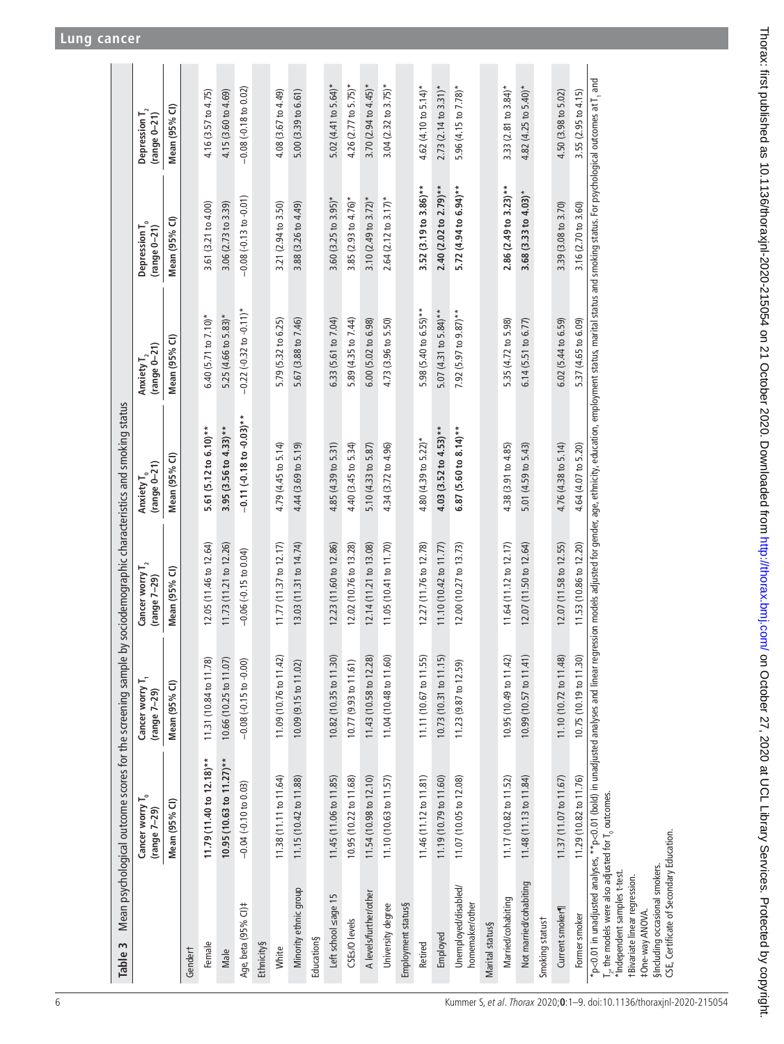**Table 3** Mean psychological outcome scores for the screening sample by sociodemographic characteristics and smoking status

| | Cancer worry $T_0$ (range 7–29) | Cancer worry $T_1$ (range 7–29) | Cancer worry $T_2$ (range 7–29) | Anxiety $T_0$ (range 0–21) | Anxiety $T_2$ (range 0–21) | Depression $T_0$ (range 0–21) | Depression $T_2$ (range 0–21) |
|---|---|---|---|---|---|---|---|
| | Mean (95% CI) | Mean (95% CI) | Mean (95% CI) | Mean (95% CI) | Mean (95% CI) | Mean (95% CI) | Mean (95% CI) |
| Gender† | | | | | | | |
| Female | **11.79 (11.40 to 12.18)**** | 11.31 (10.84 to 11.78) | 12.05 (11.46 to 12.64) | **5.61 (5.12 to 6.10)**** | 6.40 (5.71 to 7.10)* | 3.61 (3.21 to 4.00) | 4.16 (3.57 to 4.75) |
| Male | **10.95 (10.63 to 11.27)**** | 10.66 (10.25 to 11.07) | 11.73 (11.21 to 12.26) | **3.95 (3.56 to 4.33)**** | 5.25 (4.66 to 5.83)* | 3.06 (2.73 to 3.39) | 4.15 (3.60 to 4.69) |
| Age, beta (95% CI)‡ | −0.04 (−0.10 to 0.03) | −0.08 (−0.15 to −0.00) | −0.06 (−0.15 to 0.04) | **−0.11 (−0.18 to −0.03)**** | −0.22 (−0.32 to −0.11)* | −0.08 (−0.13 to −0.01) | −0.08 (−0.18 to 0.02) |
| Ethnicity§ | | | | | | | |
| White | 11.38 (11.11 to 11.64) | 11.09 (10.76 to 11.42) | 11.77 (11.37 to 12.17) | 4.79 (4.45 to 5.14) | 5.79 (5.32 to 6.25) | 3.21 (2.94 to 3.50) | 4.08 (3.67 to 4.49) |
| Minority ethnic group | 11.15 (10.42 to 11.88) | 10.09 (9.15 to 11.02) | 13.03 (11.31 to 14.74) | 4.44 (3.69 to 5.19) | 5.67 (3.88 to 7.46) | 3.88 (3.26 to 4.49) | 5.00 (3.39 to 6.61) |
| Education§ | | | | | | | |
| Left school ≤age 15 | 11.45 (11.06 to 11.85) | 10.82 (10.35 to 11.30) | 12.23 (11.60 to 12.86) | 4.85 (4.39 to 5.31) | 6.33 (5.61 to 7.04) | 3.60 (3.25 to 3.95)* | 5.02 (4.41 to 5.64)* |
| CSEs/O levels | 10.95 (10.22 to 11.68) | 10.77 (9.93 to 11.61) | 12.02 (10.76 to 13.28) | 4.40 (3.45 to 5.34) | 5.89 (4.35 to 7.44) | 3.85 (2.93 to 4.76)* | 4.26 (2.77 to 5.75)* |
| A levels/further/other | 11.54 (10.98 to 12.10) | 11.43 (10.58 to 12.28) | 12.14 (11.21 to 13.08) | 5.10 (4.33 to 5.87) | 6.00 (5.02 to 6.98) | 3.10 (2.49 to 3.72)* | 3.70 (2.94 to 4.45)* |
| University degree | 11.10 (10.63 to 11.57) | 11.04 (10.48 to 11.60) | 11.05 (10.41 to 11.70) | 4.34 (3.72 to 4.96) | 4.73 (3.96 to 5.50) | 2.64 (2.12 to 3.17)* | 3.04 (2.32 to 3.75)* |
| Employment status§ | | | | | | | |
| Retired | 11.46 (11.12 to 11.81) | 11.11 (10.67 to 11.55) | 12.27 (11.76 to 12.78) | 4.80 (4.39 to 5.22)* | 5.98 (5.40 to 6.55)** | **3.52 (3.19 to 3.86)**** | 4.62 (4.10 to 5.14)* |
| Employed | 11.19 (10.79 to 11.60) | 10.73 (10.31 to 11.15) | 11.10 (10.42 to 11.77) | **4.03 (3.52 to 4.53)**** | 5.07 (4.31 to 5.84)** | **2.40 (2.02 to 2.79)**** | 2.73 (2.14 to 3.31)* |
| Unemployed/disabled/homemaker/other | 11.07 (10.05 to 12.08) | 11.23 (9.87 to 12.59) | 12.00 (10.27 to 13.73) | **6.87 (5.60 to 8.14)**** | 7.92 (5.97 to 9.87)** | **5.72 (4.94 to 6.94)**** | 5.96 (4.15 to 7.78)* |
| Marital status§ | | | | | | | |
| Married/cohabiting | 11.17 (10.82 to 11.52) | 10.95 (10.49 to 11.42) | 11.64 (11.12 to 12.17) | 4.38 (3.91 to 4.85) | 5.35 (4.72 to 5.98) | **2.86 (2.49 to 3.23)**** | 3.33 (2.81 to 3.84)* |
| Not married/cohabiting | 11.48 (11.13 to 11.84) | 10.99 (10.57 to 11.41) | 12.07 (11.50 to 12.64) | 5.01 (4.59 to 5.43) | 6.14 (5.51 to 6.77) | **3.68 (3.33 to 4.03)*** | 4.82 (4.25 to 5.40)* |
| Smoking status† | | | | | | | |
| Current smoker¶ | 11.37 (11.07 to 11.67) | 11.10 (10.72 to 11.48) | 12.07 (11.58 to 12.55) | 4.76 (4.38 to 5.14) | 6.02 (5.44 to 6.59) | 3.39 (3.08 to 3.70) | 4.50 (3.98 to 5.02) |
| Former smoker | 11.29 (10.82 to 11.76) | 10.75 (10.19 to 11.30) | 11.53 (10.86 to 12.20) | 4.64 (4.07 to 5.20) | 5.37 (4.65 to 6.09) | 3.16 (2.70 to 3.60) | 3.55 (2.95 to 4.15) |

*p<0.01 in unadjusted analyses, **p<0.01 (bold) in unadjusted analyses and linear regression models adjusted for gender, age, ethnicity, education, employment status, marital status and smoking status. For psychological outcomes at $T_1$ and $T_2$, the models were also adjusted for $T_0$ outcomes.
†Independent samples t-test.
‡Bivariate linear regression.
§One-way ANOVA.
¶Including occasional smokers.
CSE, Certificate of Secondary Education.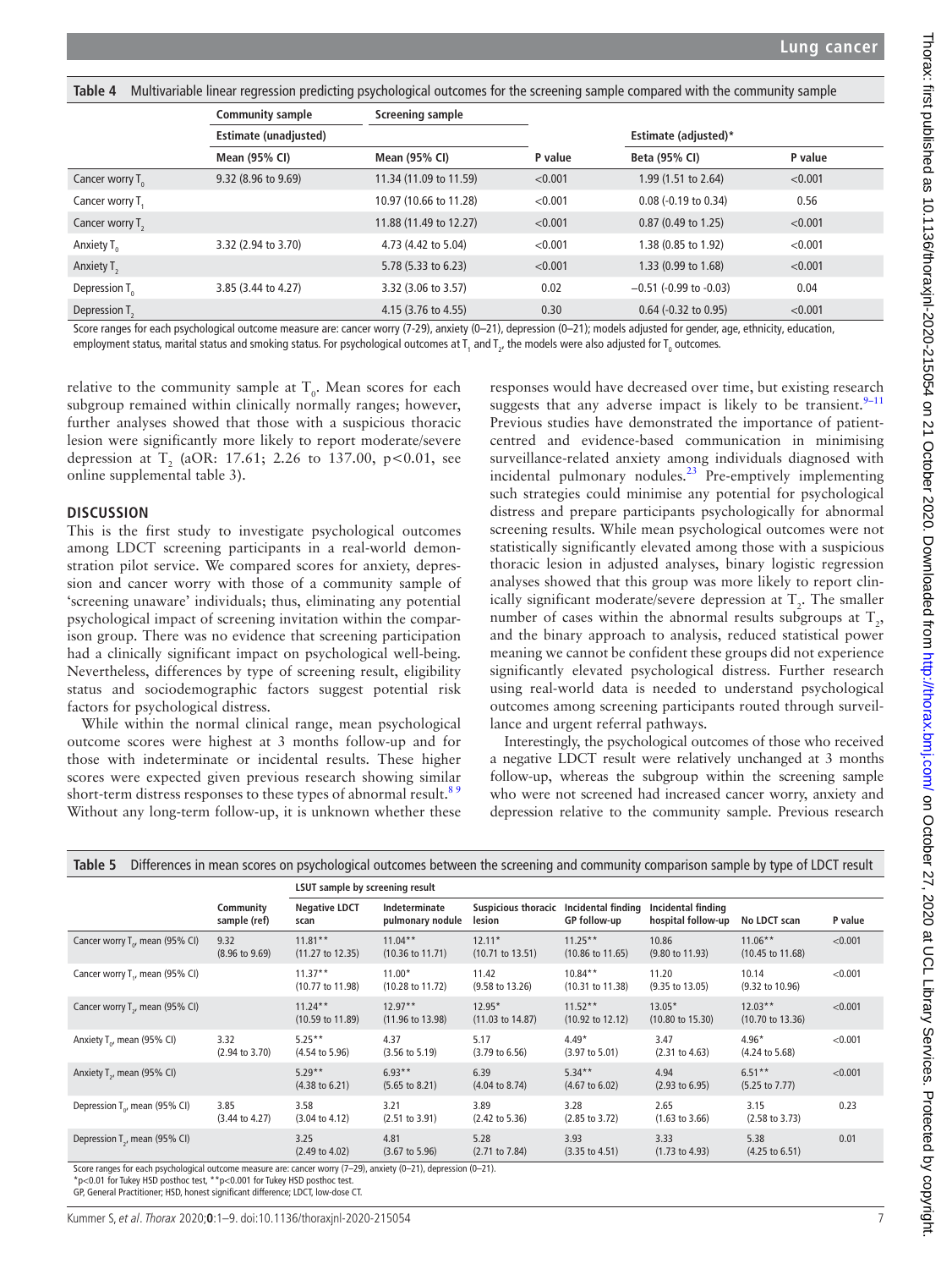**Table 4** Multivariable linear regression predicting psychological outcomes for the screening sample compared with the community sample

| | Community sample | Screening sample | | | |
|---|---|---|---|---|---|
| | Estimate (unadjusted) | | | Estimate (adjusted)* | |
| | Mean (95% CI) | Mean (95% CI) | P value | Beta (95% CI) | P value |
| Cancer worry $T_0$ | 9.32 (8.96 to 9.69) | 11.34 (11.09 to 11.59) | <0.001 | 1.99 (1.51 to 2.64) | <0.001 |
| Cancer worry $T_1$ | | 10.97 (10.66 to 11.28) | <0.001 | 0.08 (-0.19 to 0.34) | 0.56 |
| Cancer worry $T_2$ | | 11.88 (11.49 to 12.27) | <0.001 | 0.87 (0.49 to 1.25) | <0.001 |
| Anxiety $T_0$ | 3.32 (2.94 to 3.70) | 4.73 (4.42 to 5.04) | <0.001 | 1.38 (0.85 to 1.92) | <0.001 |
| Anxiety $T_2$ | | 5.78 (5.33 to 6.23) | <0.001 | 1.33 (0.99 to 1.68) | <0.001 |
| Depression $T_0$ | 3.85 (3.44 to 4.27) | 3.32 (3.06 to 3.57) | 0.02 | −0.51 (-0.99 to -0.03) | 0.04 |
| Depression $T_2$ | | 4.15 (3.76 to 4.55) | 0.30 | 0.64 (-0.32 to 0.95) | <0.001 |

Score ranges for each psychological outcome measure are: cancer worry (7-29), anxiety (0–21), depression (0–21); models adjusted for gender, age, ethnicity, education, employment status, marital status and smoking status. For psychological outcomes at $T_1$ and $T_2$, the models were also adjusted for $T_0$ outcomes.

relative to the community sample at $T_0$. Mean scores for each subgroup remained within clinically normally ranges; however, further analyses showed that those with a suspicious thoracic lesion were significantly more likely to report moderate/severe depression at $T_2$ (aOR: 17.61; 2.26 to 137.00, p<0.01, see online supplemental table 3).

## DISCUSSION

This is the first study to investigate psychological outcomes among LDCT screening participants in a real-world demonstration pilot service. We compared scores for anxiety, depression and cancer worry with those of a community sample of 'screening unaware' individuals; thus, eliminating any potential psychological impact of screening invitation within the comparison group. There was no evidence that screening participation had a clinically significant impact on psychological well-being. Nevertheless, differences by type of screening result, eligibility status and sociodemographic factors suggest potential risk factors for psychological distress.

While within the normal clinical range, mean psychological outcome scores were highest at 3 months follow-up and for those with indeterminate or incidental results. These higher scores were expected given previous research showing similar short-term distress responses to these types of abnormal result.[8 9] Without any long-term follow-up, it is unknown whether these responses would have decreased over time, but existing research suggests that any adverse impact is likely to be transient.[9–11] Previous studies have demonstrated the importance of patient-centred and evidence-based communication in minimising surveillance-related anxiety among individuals diagnosed with incidental pulmonary nodules.[23] Pre-emptively implementing such strategies could minimise any potential for psychological distress and prepare participants psychologically for abnormal screening results. While mean psychological outcomes were not statistically significantly elevated among those with a suspicious thoracic lesion in adjusted analyses, binary logistic regression analyses showed that this group was more likely to report clinically significant moderate/severe depression at $T_2$. The smaller number of cases within the abnormal results subgroups at $T_2$, and the binary approach to analysis, reduced statistical power meaning we cannot be confident these groups did not experience significantly elevated psychological distress. Further research using real-world data is needed to understand psychological outcomes among screening participants routed through surveillance and urgent referral pathways.

Interestingly, the psychological outcomes of those who received a negative LDCT result were relatively unchanged at 3 months follow-up, whereas the subgroup within the screening sample who were not screened had increased cancer worry, anxiety and depression relative to the community sample. Previous research

**Table 5** Differences in mean scores on psychological outcomes between the screening and community comparison sample by type of LDCT result

| | | LSUT sample by screening result | | | | | | |
|---|---|---|---|---|---|---|---|---|
| | Community sample (ref) | Negative LDCT scan | Indeterminate pulmonary nodule | Suspicious thoracic lesion | Incidental finding GP follow-up | Incidental finding hospital follow-up | No LDCT scan | P value |
| Cancer worry $T_0$, mean (95% CI) | 9.32 (8.96 to 9.69) | 11.81** (11.27 to 12.35) | 11.04** (10.36 to 11.71) | 12.11* (10.71 to 13.51) | 11.25** (10.86 to 11.65) | 10.86 (9.80 to 11.93) | 11.06** (10.45 to 11.68) | <0.001 |
| Cancer worry $T_1$, mean (95% CI) | | 11.37** (10.77 to 11.98) | 11.00* (10.28 to 11.72) | 11.42 (9.58 to 13.26) | 10.84** (10.31 to 11.38) | 11.20 (9.35 to 13.05) | 10.14 (9.32 to 10.96) | <0.001 |
| Cancer worry $T_2$, mean (95% CI) | | 11.24** (10.59 to 11.89) | 12.97** (11.96 to 13.98) | 12.95* (11.03 to 14.87) | 11.52** (10.92 to 12.12) | 13.05* (10.80 to 15.30) | 12.03** (10.70 to 13.36) | <0.001 |
| Anxiety $T_0$, mean (95% CI) | 3.32 (2.94 to 3.70) | 5.25** (4.54 to 5.96) | 4.37 (3.56 to 5.19) | 5.17 (3.79 to 6.56) | 4.49* (3.97 to 5.01) | 3.47 (2.31 to 4.63) | 4.96* (4.24 to 5.68) | <0.001 |
| Anxiety $T_2$, mean (95% CI) | | 5.29** (4.38 to 6.21) | 6.93** (5.65 to 8.21) | 6.39 (4.04 to 8.74) | 5.34** (4.67 to 6.02) | 4.94 (2.93 to 6.95) | 6.51** (5.25 to 7.77) | <0.001 |
| Depression $T_0$, mean (95% CI) | 3.85 (3.44 to 4.27) | 3.58 (3.04 to 4.12) | 3.21 (2.51 to 3.91) | 3.89 (2.42 to 5.36) | 3.28 (2.85 to 3.72) | 2.65 (1.63 to 3.66) | 3.15 (2.58 to 3.73) | 0.23 |
| Depression $T_2$, mean (95% CI) | | 3.25 (2.49 to 4.02) | 4.81 (3.67 to 5.96) | 5.28 (2.71 to 7.84) | 3.93 (3.35 to 4.51) | 3.33 (1.73 to 4.93) | 5.38 (4.25 to 6.51) | 0.01 |

Score ranges for each psychological outcome measure are: cancer worry (7–29), anxiety (0–21), depression (0–21).
*p<0.01 for Tukey HSD posthoc test, **p<0.001 for Tukey HSD posthoc test.
GP, General Practitioner; HSD, honest significant difference; LDCT, low-dose CT.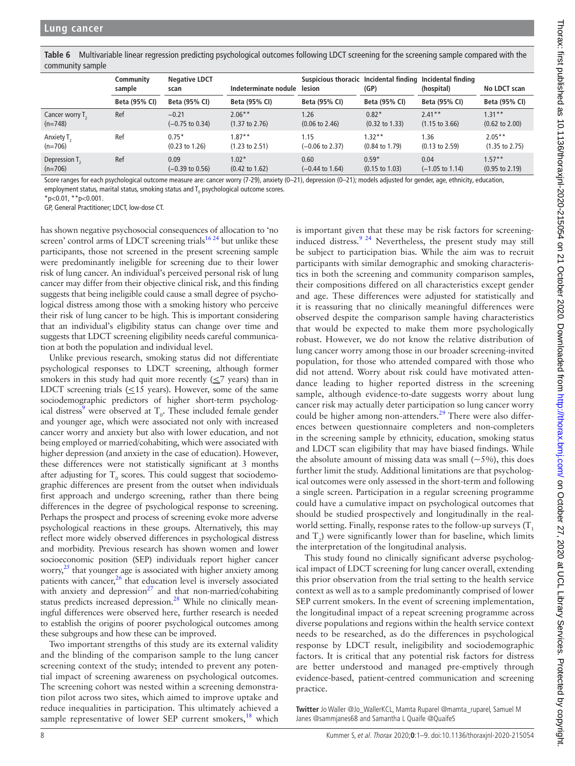**Table 6** Multivariable linear regression predicting psychological outcomes following LDCT screening for the screening sample compared with the community sample

| | Community sample | Negative LDCT scan | Indeterminate nodule | Suspicious thoracic lesion | Incidental finding (GP) | Incidental finding (hospital) | No LDCT scan |
|---|---|---|---|---|---|---|---|
| | Beta (95% CI) | Beta (95% CI) | Beta (95% CI) | Beta (95% CI) | Beta (95% CI) | Beta (95% CI) | Beta (95% CI) |
| Cancer worry $T_2$ (n=748) | Ref | −0.21 (−0.75 to 0.34) | 2.06** (1.37 to 2.76) | 1.26 (0.06 to 2.46) | 0.82* (0.32 to 1.33) | 2.41** (1.15 to 3.66) | 1.31** (0.62 to 2.00) |
| Anxiety $T_2$ (n=706) | Ref | 0.75* (0.23 to 1.26) | 1.87** (1.23 to 2.51) | 1.15 (−0.06 to 2.37) | 1.32** (0.84 to 1.79) | 1.36 (0.13 to 2.59) | 2.05** (1.35 to 2.75) |
| Depression $T_2$ (n=706) | Ref | 0.09 (−0.39 to 0.56) | 1.02* (0.42 to 1.62) | 0.60 (−0.44 to 1.64) | 0.59* (0.15 to 1.03) | 0.04 (−1.05 to 1.14) | 1.57** (0.95 to 2.19) |

Score ranges for each psychological outcome measure are: cancer worry (7-29), anxiety (0–21), depression (0–21); models adjusted for gender, age, ethnicity, education, employment status, marital status, smoking status and $T_0$ psychological outcome scores.
*p<0.01, **p<0.001.
GP, General Practitioner; LDCT, low-dose CT.

has shown negative psychosocial consequences of allocation to 'no screen' control arms of LDCT screening trials[16,24] but unlike these participants, those not screened in the present screening sample were predominantly ineligible for screening due to their lower risk of lung cancer. An individual's perceived personal risk of lung cancer may differ from their objective clinical risk, and this finding suggests that being ineligible could cause a small degree of psychological distress among those with a smoking history who perceive their risk of lung cancer to be high. This is important considering that an individual's eligibility status can change over time and suggests that LDCT screening eligibility needs careful communication at both the population and individual level.

Unlike previous research, smoking status did not differentiate psychological responses to LDCT screening, although former smokers in this study had quit more recently (≤7 years) than in LDCT screening trials (≤15 years). However, some of the same sociodemographic predictors of higher short-term psychological distress[9] were observed at $T_0$. These included female gender and younger age, which were associated not only with increased cancer worry and anxiety but also with lower education, and not being employed or married/cohabiting, which were associated with higher depression (and anxiety in the case of education). However, these differences were not statistically significant at 3 months after adjusting for $T_0$ scores. This could suggest that sociodemographic differences are present from the outset when individuals first approach and undergo screening, rather than there being differences in the degree of psychological response to screening. Perhaps the prospect and process of screening evoke more adverse psychological reactions in these groups. Alternatively, this may reflect more widely observed differences in psychological distress and morbidity. Previous research has shown women and lower socioeconomic position (SEP) individuals report higher cancer worry,[25] that younger age is associated with higher anxiety among patients with cancer,[26] that education level is inversely associated with anxiety and depression[27] and that non-married/cohabiting status predicts increased depression.[28] While no clinically meaningful differences were observed here, further research is needed to establish the origins of poorer psychological outcomes among these subgroups and how these can be improved.

Two important strengths of this study are its external validity and the blinding of the comparison sample to the lung cancer screening context of the study; intended to prevent any potential impact of screening awareness on psychological outcomes. The screening cohort was nested within a screening demonstration pilot across two sites, which aimed to improve uptake and reduce inequalities in participation. This ultimately achieved a sample representative of lower SEP current smokers,[18] which is important given that these may be risk factors for screening-induced distress.[9,24] Nevertheless, the present study may still be subject to participation bias. While the aim was to recruit participants with similar demographic and smoking characteristics in both the screening and community comparison samples, their compositions differed on all characteristics except gender and age. These differences were adjusted for statistically and it is reassuring that no clinically meaningful differences were observed despite the comparison sample having characteristics that would be expected to make them more psychologically robust. However, we do not know the relative distribution of lung cancer worry among those in our broader screening-invited population, for those who attended compared with those who did not attend. Worry about risk could have motivated attendance leading to higher reported distress in the screening sample, although evidence-to-date suggests worry about lung cancer risk may actually deter participation so lung cancer worry could be higher among non-attenders.[29] There were also differences between questionnaire completers and non-completers in the screening sample by ethnicity, education, smoking status and LDCT scan eligibility that may have biased findings. While the absolute amount of missing data was small (~5%), this does further limit the study. Additional limitations are that psychological outcomes were only assessed in the short-term and following a single screen. Participation in a regular screening programme could have a cumulative impact on psychological outcomes that should be studied prospectively and longitudinally in the real-world setting. Finally, response rates to the follow-up surveys ($T_1$ and $T_2$) were significantly lower than for baseline, which limits the interpretation of the longitudinal analysis.

This study found no clinically significant adverse psychological impact of LDCT screening for lung cancer overall, extending this prior observation from the trial setting to the health service context as well as to a sample predominantly comprised of lower SEP current smokers. In the event of screening implementation, the longitudinal impact of a repeat screening programme across diverse populations and regions within the health service context needs to be researched, as do the differences in psychological response by LDCT result, ineligibility and sociodemographic factors. It is critical that any potential risk factors for distress are better understood and managed pre-emptively through evidence-based, patient-centred communication and screening practice.

**Twitter** Jo Waller @Jo_WallerKCL, Mamta Ruparel @mamta_ruparel, Samuel M Janes @sammjanes68 and Samantha L Quaife @QuaifeS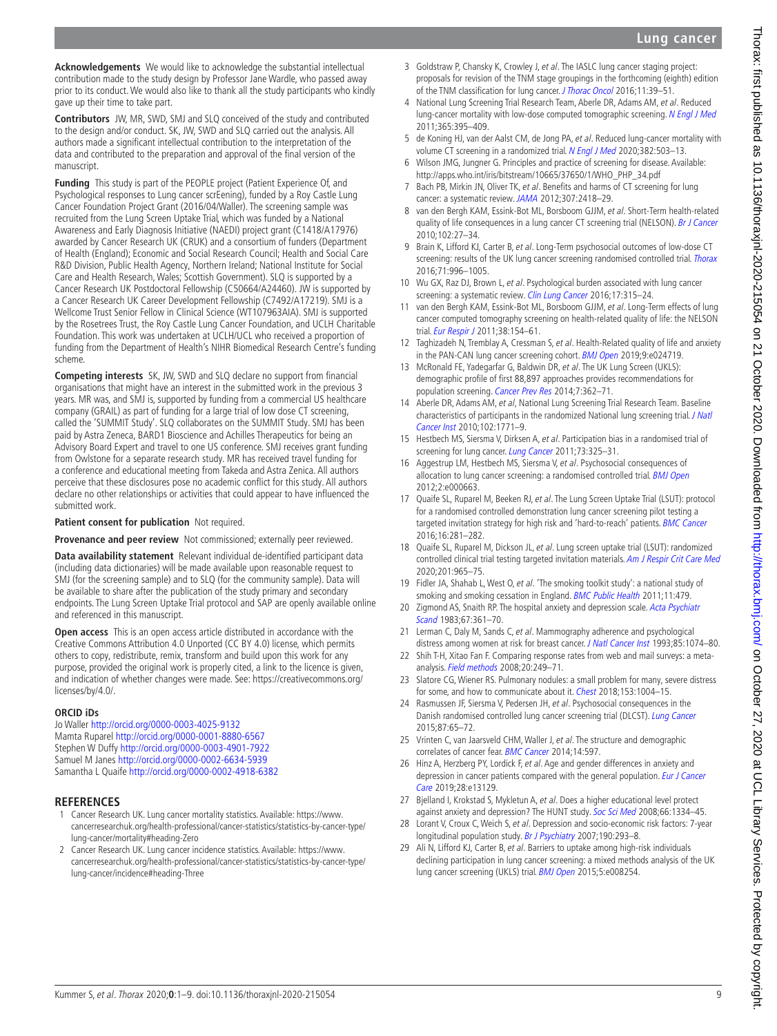**Acknowledgements** We would like to acknowledge the substantial intellectual contribution made to the study design by Professor Jane Wardle, who passed away prior to its conduct. We would also like to thank all the study participants who kindly gave up their time to take part.

**Contributors** JW, MR, SWD, SMJ and SLQ conceived of the study and contributed to the design and/or conduct. SK, JW, SWD and SLQ carried out the analysis. All authors made a significant intellectual contribution to the interpretation of the data and contributed to the preparation and approval of the final version of the manuscript.

**Funding** This study is part of the PEOPLE project (Patient Experience Of, and Psychological responses to Lung cancer scrEening), funded by a Roy Castle Lung Cancer Foundation Project Grant (2016/04/Waller). The screening sample was recruited from the Lung Screen Uptake Trial, which was funded by a National Awareness and Early Diagnosis Initiative (NAEDI) project grant (C1418/A17976) awarded by Cancer Research UK (CRUK) and a consortium of funders (Department of Health (England); Economic and Social Research Council; Health and Social Care R&D Division, Public Health Agency, Northern Ireland; National Institute for Social Care and Health Research, Wales; Scottish Government). SLQ is supported by a Cancer Research UK Postdoctoral Fellowship (C50664/A24460). JW is supported by a Cancer Research UK Career Development Fellowship (C7492/A17219). SMJ is a Wellcome Trust Senior Fellow in Clinical Science (WT107963AIA). SMJ is supported by the Rosetrees Trust, the Roy Castle Lung Cancer Foundation, and UCLH Charitable Foundation. This work was undertaken at UCLH/UCL who received a proportion of funding from the Department of Health's NIHR Biomedical Research Centre's funding scheme.

**Competing interests** SK, JW, SWD and SLQ declare no support from financial organisations that might have an interest in the submitted work in the previous 3 years. MR was, and SMJ is, supported by funding from a commercial US healthcare company (GRAIL) as part of funding for a large trial of low dose CT screening, called the 'SUMMIT Study'. SLQ collaborates on the SUMMIT Study. SMJ has been paid by Astra Zeneca, BARD1 Bioscience and Achilles Therapeutics for being an Advisory Board Expert and travel to one US conference. SMJ receives grant funding from Owlstone for a separate research study. MR has received travel funding for a conference and educational meeting from Takeda and Astra Zenica. All authors perceive that these disclosures pose no academic conflict for this study. All authors declare no other relationships or activities that could appear to have influenced the submitted work.

**Patient consent for publication** Not required.

**Provenance and peer review** Not commissioned; externally peer reviewed.

**Data availability statement** Relevant individual de-identified participant data (including data dictionaries) will be made available upon reasonable request to SMJ (for the screening sample) and to SLQ (for the community sample). Data will be available to share after the publication of the study primary and secondary endpoints. The Lung Screen Uptake Trial protocol and SAP are openly available online and referenced in this manuscript.

**Open access** This is an open access article distributed in accordance with the Creative Commons Attribution 4.0 Unported (CC BY 4.0) license, which permits others to copy, redistribute, remix, transform and build upon this work for any purpose, provided the original work is properly cited, a link to the licence is given, and indication of whether changes were made. See: https://creativecommons.org/licenses/by/4.0/.

### ORCID iDs

Jo Waller http://orcid.org/0000-0003-4025-9132
Mamta Ruparel http://orcid.org/0000-0001-8880-6567
Stephen W Duffy http://orcid.org/0000-0003-4901-7922
Samuel M Janes http://orcid.org/0000-0002-6634-5939
Samantha L Quaife http://orcid.org/0000-0002-4918-6382

## REFERENCES

1. Cancer Research UK. Lung cancer mortality statistics. Available: https://www.cancerresearchuk.org/health-professional/cancer-statistics/statistics-by-cancer-type/lung-cancer/mortality#heading-Zero
2. Cancer Research UK. Lung cancer incidence statistics. Available: https://www.cancerresearchuk.org/health-professional/cancer-statistics/statistics-by-cancer-type/lung-cancer/incidence#heading-Three
3. Goldstraw P, Chansky K, Crowley J, *et al*. The IASLC lung cancer staging project: proposals for revision of the TNM stage groupings in the forthcoming (eighth) edition of the TNM classification for lung cancer. *J Thorac Oncol* 2016;11:39–51.
4. National Lung Screening Trial Research Team, Aberle DR, Adams AM, *et al*. Reduced lung-cancer mortality with low-dose computed tomographic screening. *N Engl J Med* 2011;365:395–409.
5. de Koning HJ, van der Aalst CM, de Jong PA, *et al*. Reduced lung-cancer mortality with volume CT screening in a randomized trial. *N Engl J Med* 2020;382:503–13.
6. Wilson JMG, Jungner G. Principles and practice of screening for disease. Available: http://apps.who.int/iris/bitstream/10665/37650/1/WHO_PHP_34.pdf
7. Bach PB, Mirkin JN, Oliver TK, *et al*. Benefits and harms of CT screening for lung cancer: a systematic review. *JAMA* 2012;307:2418–29.
8. van den Bergh KAM, Essink-Bot ML, Borsboom GJJM, *et al*. Short-Term health-related quality of life consequences in a lung cancer CT screening trial (NELSON). *Br J Cancer* 2010;102:27–34.
9. Brain K, Lifford KJ, Carter B, *et al*. Long-Term psychosocial outcomes of low-dose CT screening: results of the UK lung cancer screening randomised controlled trial. *Thorax* 2016;71:996–1005.
10. Wu GX, Raz DJ, Brown L, *et al*. Psychological burden associated with lung cancer screening: a systematic review. *Clin Lung Cancer* 2016;17:315–24.
11. van den Bergh KAM, Essink-Bot ML, Borsboom GJJM, *et al*. Long-Term effects of lung cancer computed tomography screening on health-related quality of life: the NELSON trial. *Eur Respir J* 2011;38:154–61.
12. Taghizadeh N, Tremblay A, Cressman S, *et al*. Health-Related quality of life and anxiety in the PAN-CAN lung cancer screening cohort. *BMJ Open* 2019;9:e024719.
13. McRonald FE, Yadegarfar G, Baldwin DR, *et al*. The UK Lung Screen (UKLS): demographic profile of first 88,897 approaches provides recommendations for population screening. *Cancer Prev Res* 2014;7:362–71.
14. Aberle DR, Adams AM, *et al*, National Lung Screening Trial Research Team. Baseline characteristics of participants in the randomized National lung screening trial. *J Natl Cancer Inst* 2010;102:1771–9.
15. Hestbech MS, Siersma V, Dirksen A, *et al*. Participation bias in a randomised trial of screening for lung cancer. *Lung Cancer* 2011;73:325–31.
16. Aggestrup LM, Hestbech MS, Siersma V, *et al*. Psychosocial consequences of allocation to lung cancer screening: a randomised controlled trial. *BMJ Open* 2012;2:e000663.
17. Quaife SL, Ruparel M, Beeken RJ, *et al*. The Lung Screen Uptake Trial (LSUT): protocol for a randomised controlled demonstration lung cancer screening pilot testing a targeted invitation strategy for high risk and 'hard-to-reach' patients. *BMC Cancer* 2016;16:281–282.
18. Quaife SL, Ruparel M, Dickson JL, *et al*. Lung screen uptake trial (LSUT): randomized controlled clinical trial testing targeted invitation materials. *Am J Respir Crit Care Med* 2020;201:965–75.
19. Fidler JA, Shahab L, West O, *et al*. 'The smoking toolkit study': a national study of smoking and smoking cessation in England. *BMC Public Health* 2011;11:479.
20. Zigmond AS, Snaith RP. The hospital anxiety and depression scale. *Acta Psychiatr Scand* 1983;67:361–70.
21. Lerman C, Daly M, Sands C, *et al*. Mammography adherence and psychological distress among women at risk for breast cancer. *J Natl Cancer Inst* 1993;85:1074–80.
22. Shih T-H, Xitao Fan F. Comparing response rates from web and mail surveys: a meta-analysis. *Field methods* 2008;20:249–71.
23. Slatore CG, Wiener RS. Pulmonary nodules: a small problem for many, severe distress for some, and how to communicate about it. *Chest* 2018;153:1004–15.
24. Rasmussen JF, Siersma V, Pedersen JH, *et al*. Psychosocial consequences in the Danish randomised controlled lung cancer screening trial (DLCST). *Lung Cancer* 2015;87:65–72.
25. Vrinten C, van Jaarsveld CHM, Waller J, *et al*. The structure and demographic correlates of cancer fear. *BMC Cancer* 2014;14:597.
26. Hinz A, Herzberg PY, Lordick F, *et al*. Age and gender differences in anxiety and depression in cancer patients compared with the general population. *Eur J Cancer Care* 2019;28:e13129.
27. Bjelland I, Krokstad S, Mykletun A, *et al*. Does a higher educational level protect against anxiety and depression? The HUNT study. *Soc Sci Med* 2008;66:1334–45.
28. Lorant V, Croux C, Weich S, *et al*. Depression and socio-economic risk factors: 7-year longitudinal population study. *Br J Psychiatry* 2007;190:293–8.
29. Ali N, Lifford KJ, Carter B, *et al*. Barriers to uptake among high-risk individuals declining participation in lung cancer screening: a mixed methods analysis of the UK lung cancer screening (UKLS) trial. *BMJ Open* 2015;5:e008254.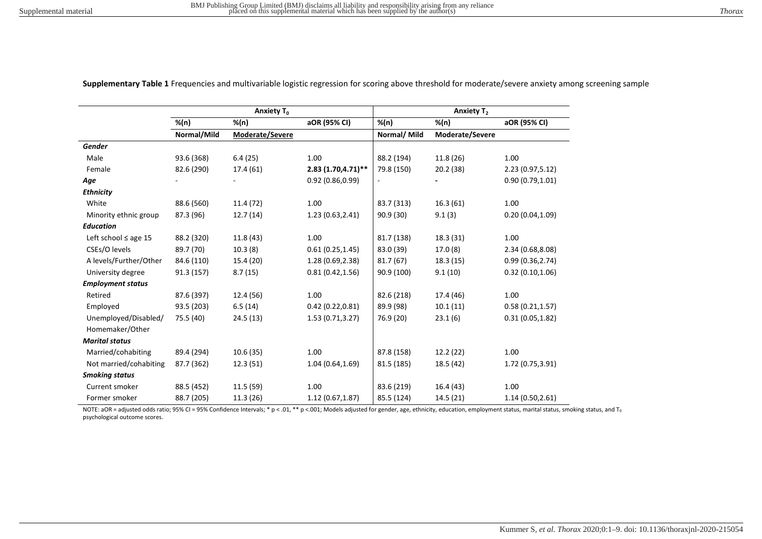**Supplementary Table 1** Frequencies and multivariable logistic regression for scoring above threshold for moderate/severe anxiety among screening sample

| | Anxiety $T_0$ | | | Anxiety $T_2$ | | |
|---|---|---|---|---|---|---|
| | %(n) | %(n) | aOR (95% CI) | %(n) | %(n) | aOR (95% CI) |
| | Normal/Mild | Moderate/Severe | | Normal/ Mild | Moderate/Severe | |
| ***Gender*** | | | | | | |
| Male | 93.6 (368) | 6.4 (25) | 1.00 | 88.2 (194) | 11.8 (26) | 1.00 |
| Female | 82.6 (290) | 17.4 (61) | **2.83 (1.70,4.71)**** | 79.8 (150) | 20.2 (38) | 2.23 (0.97,5.12) |
| ***Age*** | - | - | 0.92 (0.86,0.99) | - | - | 0.90 (0.79,1.01) |
| ***Ethnicity*** | | | | | | |
| White | 88.6 (560) | 11.4 (72) | 1.00 | 83.7 (313) | 16.3 (61) | 1.00 |
| Minority ethnic group | 87.3 (96) | 12.7 (14) | 1.23 (0.63,2.41) | 90.9 (30) | 9.1 (3) | 0.20 (0.04,1.09) |
| ***Education*** | | | | | | |
| Left school ≤ age 15 | 88.2 (320) | 11.8 (43) | 1.00 | 81.7 (138) | 18.3 (31) | 1.00 |
| CSEs/O levels | 89.7 (70) | 10.3 (8) | 0.61 (0.25,1.45) | 83.0 (39) | 17.0 (8) | 2.34 (0.68,8.08) |
| A levels/Further/Other | 84.6 (110) | 15.4 (20) | 1.28 (0.69,2.38) | 81.7 (67) | 18.3 (15) | 0.99 (0.36,2.74) |
| University degree | 91.3 (157) | 8.7 (15) | 0.81 (0.42,1.56) | 90.9 (100) | 9.1 (10) | 0.32 (0.10,1.06) |
| ***Employment status*** | | | | | | |
| Retired | 87.6 (397) | 12.4 (56) | 1.00 | 82.6 (218) | 17.4 (46) | 1.00 |
| Employed | 93.5 (203) | 6.5 (14) | 0.42 (0.22,0.81) | 89.9 (98) | 10.1 (11) | 0.58 (0.21,1.57) |
| Unemployed/Disabled/ Homemaker/Other | 75.5 (40) | 24.5 (13) | 1.53 (0.71,3.27) | 76.9 (20) | 23.1 (6) | 0.31 (0.05,1.82) |
| ***Marital status*** | | | | | | |
| Married/cohabiting | 89.4 (294) | 10.6 (35) | 1.00 | 87.8 (158) | 12.2 (22) | 1.00 |
| Not married/cohabiting | 87.7 (362) | 12.3 (51) | 1.04 (0.64,1.69) | 81.5 (185) | 18.5 (42) | 1.72 (0.75,3.91) |
| ***Smoking status*** | | | | | | |
| Current smoker | 88.5 (452) | 11.5 (59) | 1.00 | 83.6 (219) | 16.4 (43) | 1.00 |
| Former smoker | 88.7 (205) | 11.3 (26) | 1.12 (0.67,1.87) | 85.5 (124) | 14.5 (21) | 1.14 (0.50,2.61) |

NOTE: aOR = adjusted odds ratio; 95% CI = 95% Confidence Intervals; * $p < .01$, ** $p < .001$; Models adjusted for gender, age, ethnicity, education, employment status, marital status, smoking status, and $T_0$ psychological outcome scores.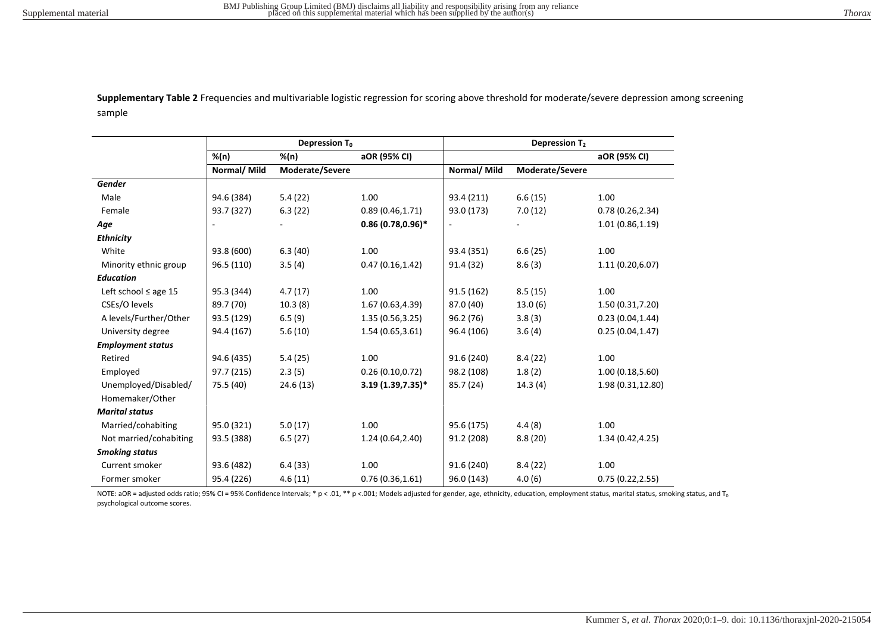**Supplementary Table 2** Frequencies and multivariable logistic regression for scoring above threshold for moderate/severe depression among screening sample

| | Depression $T_0$ | | | Depression $T_2$ | | |
|---|---|---|---|---|---|---|
| | %(n) | %(n) | aOR (95% CI) | | | aOR (95% CI) |
| | Normal/ Mild | Moderate/Severe | | Normal/ Mild | Moderate/Severe | |
| ***Gender*** | | | | | | |
| Male | 94.6 (384) | 5.4 (22) | 1.00 | 93.4 (211) | 6.6 (15) | 1.00 |
| Female | 93.7 (327) | 6.3 (22) | 0.89 (0.46,1.71) | 93.0 (173) | 7.0 (12) | 0.78 (0.26,2.34) |
| ***Age*** | - | - | **0.86 (0.78,0.96)*** | - | - | 1.01 (0.86,1.19) |
| ***Ethnicity*** | | | | | | |
| White | 93.8 (600) | 6.3 (40) | 1.00 | 93.4 (351) | 6.6 (25) | 1.00 |
| Minority ethnic group | 96.5 (110) | 3.5 (4) | 0.47 (0.16,1.42) | 91.4 (32) | 8.6 (3) | 1.11 (0.20,6.07) |
| ***Education*** | | | | | | |
| Left school ≤ age 15 | 95.3 (344) | 4.7 (17) | 1.00 | 91.5 (162) | 8.5 (15) | 1.00 |
| CSEs/O levels | 89.7 (70) | 10.3 (8) | 1.67 (0.63,4.39) | 87.0 (40) | 13.0 (6) | 1.50 (0.31,7.20) |
| A levels/Further/Other | 93.5 (129) | 6.5 (9) | 1.35 (0.56,3.25) | 96.2 (76) | 3.8 (3) | 0.23 (0.04,1.44) |
| University degree | 94.4 (167) | 5.6 (10) | 1.54 (0.65,3.61) | 96.4 (106) | 3.6 (4) | 0.25 (0.04,1.47) |
| ***Employment status*** | | | | | | |
| Retired | 94.6 (435) | 5.4 (25) | 1.00 | 91.6 (240) | 8.4 (22) | 1.00 |
| Employed | 97.7 (215) | 2.3 (5) | 0.26 (0.10,0.72) | 98.2 (108) | 1.8 (2) | 1.00 (0.18,5.60) |
| Unemployed/Disabled/ Homemaker/Other | 75.5 (40) | 24.6 (13) | **3.19 (1.39,7.35)*** | 85.7 (24) | 14.3 (4) | 1.98 (0.31,12.80) |
| ***Marital status*** | | | | | | |
| Married/cohabiting | 95.0 (321) | 5.0 (17) | 1.00 | 95.6 (175) | 4.4 (8) | 1.00 |
| Not married/cohabiting | 93.5 (388) | 6.5 (27) | 1.24 (0.64,2.40) | 91.2 (208) | 8.8 (20) | 1.34 (0.42,4.25) |
| ***Smoking status*** | | | | | | |
| Current smoker | 93.6 (482) | 6.4 (33) | 1.00 | 91.6 (240) | 8.4 (22) | 1.00 |
| Former smoker | 95.4 (226) | 4.6 (11) | 0.76 (0.36,1.61) | 96.0 (143) | 4.0 (6) | 0.75 (0.22,2.55) |

NOTE: aOR = adjusted odds ratio; 95% CI = 95% Confidence Intervals; * p < .01, ** p <.001; Models adjusted for gender, age, ethnicity, education, employment status, marital status, smoking status, and $T_0$ psychological outcome scores.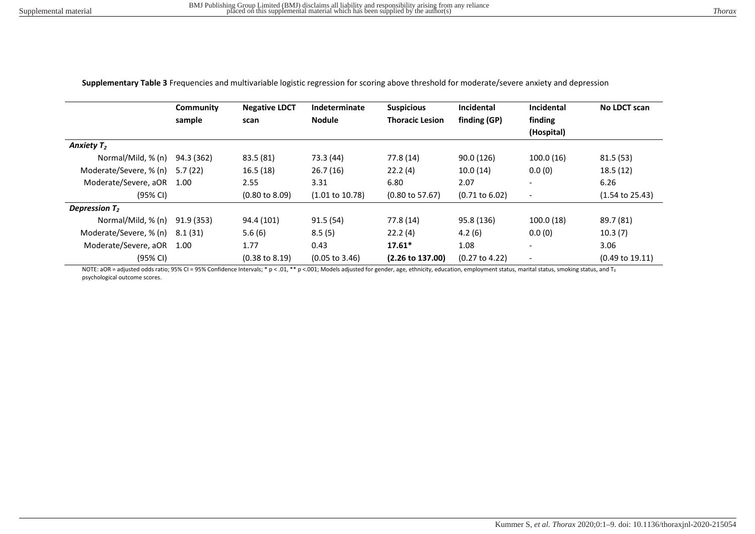**Supplementary Table 3** Frequencies and multivariable logistic regression for scoring above threshold for moderate/severe anxiety and depression

| | Community sample | Negative LDCT scan | Indeterminate Nodule | Suspicious Thoracic Lesion | Incidental finding (GP) | Incidental finding (Hospital) | No LDCT scan |
|---|---|---|---|---|---|---|---|
| ***Anxiety $T_2$*** | | | | | | | |
| Normal/Mild, % (n) | 94.3 (362) | 83.5 (81) | 73.3 (44) | 77.8 (14) | 90.0 (126) | 100.0 (16) | 81.5 (53) |
| Moderate/Severe, % (n) | 5.7 (22) | 16.5 (18) | 26.7 (16) | 22.2 (4) | 10.0 (14) | 0.0 (0) | 18.5 (12) |
| Moderate/Severe, aOR | 1.00 | 2.55 | 3.31 | 6.80 | 2.07 | - | 6.26 |
| (95% CI) | | (0.80 to 8.09) | (1.01 to 10.78) | (0.80 to 57.67) | (0.71 to 6.02) | - | (1.54 to 25.43) |
| ***Depression $T_2$*** | | | | | | | |
| Normal/Mild, % (n) | 91.9 (353) | 94.4 (101) | 91.5 (54) | 77.8 (14) | 95.8 (136) | 100.0 (18) | 89.7 (81) |
| Moderate/Severe, % (n) | 8.1 (31) | 5.6 (6) | 8.5 (5) | 22.2 (4) | 4.2 (6) | 0.0 (0) | 10.3 (7) |
| Moderate/Severe, aOR | 1.00 | 1.77 | 0.43 | **17.61*** | 1.08 | - | 3.06 |
| (95% CI) | | (0.38 to 8.19) | (0.05 to 3.46) | **(2.26 to 137.00)** | (0.27 to 4.22) | - | (0.49 to 19.11) |

NOTE: aOR = adjusted odds ratio; 95% CI = 95% Confidence Intervals; * $p < .01$, ** $p < .001$; Models adjusted for gender, age, ethnicity, education, employment status, marital status, smoking status, and $T_0$ psychological outcome scores.